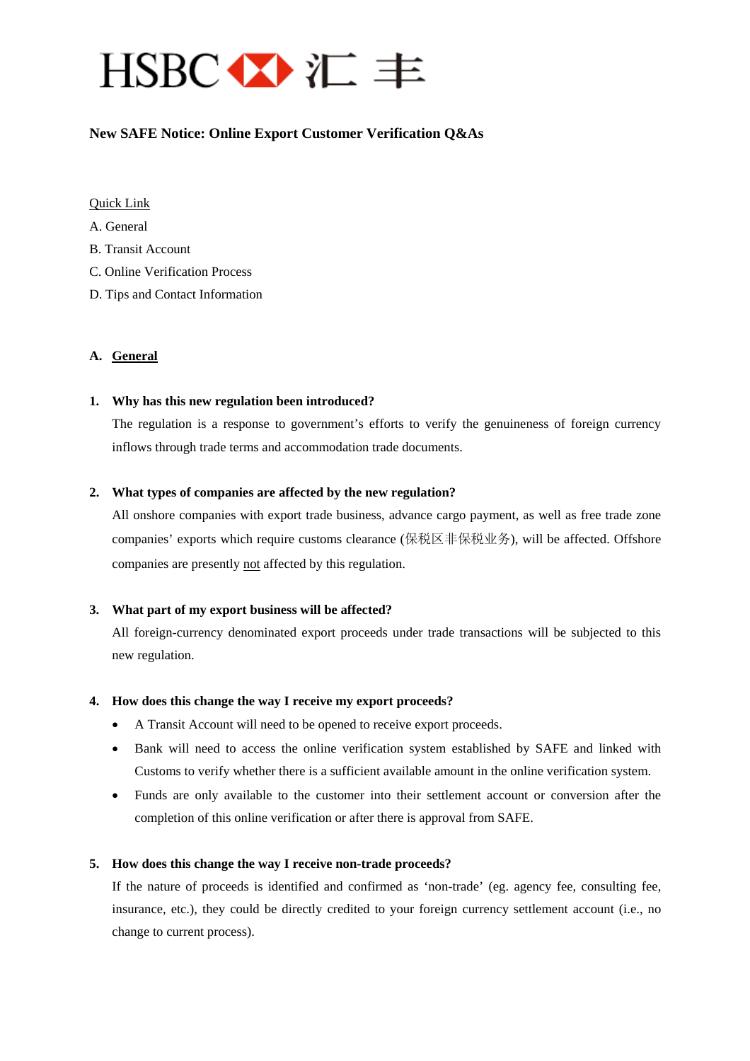HSBC 汇丰

# New SAFE Notice: Online Export Customer Verification Q&As

Quick Link

A. General

B. Transit Account

C. Online Verification Process

D. Tips and Contact Information

## A. General

**1. Why has this new regulation been introduced?**

The regulation is a response to government's efforts to verify the genuineness of foreign currency inflows through trade terms and accommodation trade documents.

**2. What types of companies are affected by the new regulation?**

All onshore companies with export trade business, advance cargo payment, as well as free trade zone companies' exports which require customs clearance (保税区非保税业务), will be affected. Offshore companies are presently not affected by this regulation.

**3. What part of my export business will be affected?**

All foreign-currency denominated export proceeds under trade transactions will be subjected to this new regulation.

**4. How does this change the way I receive my export proceeds?**

- A Transit Account will need to be opened to receive export proceeds.
- Bank will need to access the online verification system established by SAFE and linked with Customs to verify whether there is a sufficient available amount in the online verification system.
- Funds are only available to the customer into their settlement account or conversion after the completion of this online verification or after there is approval from SAFE.

**5. How does this change the way I receive non-trade proceeds?**

If the nature of proceeds is identified and confirmed as 'non-trade' (eg. agency fee, consulting fee, insurance, etc.), they could be directly credited to your foreign currency settlement account (i.e., no change to current process).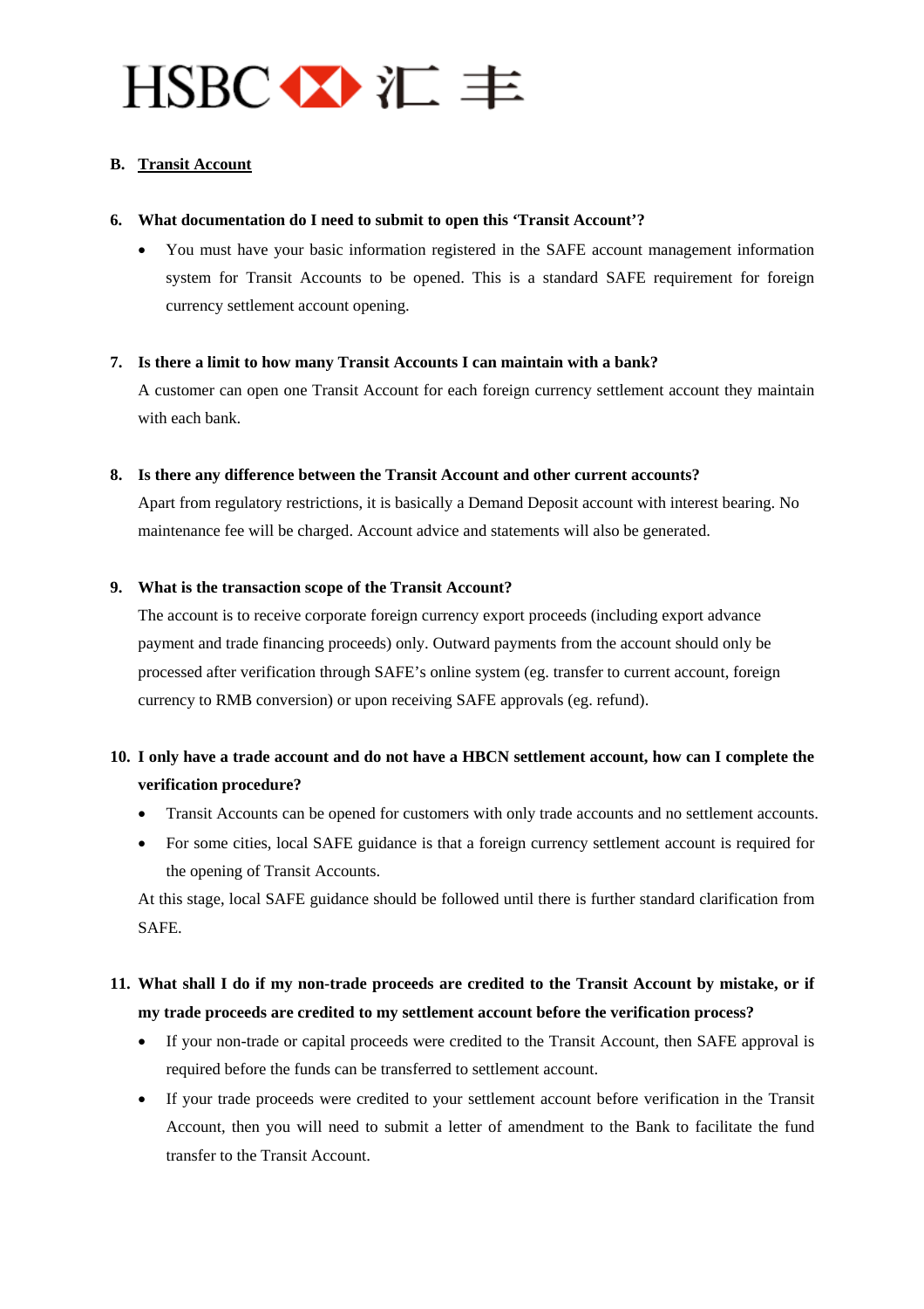## B. <u>Transit Account</u>

**6. What documentation do I need to submit to open this 'Transit Account'?**

- You must have your basic information registered in the SAFE account management information system for Transit Accounts to be opened. This is a standard SAFE requirement for foreign currency settlement account opening.

**7. Is there a limit to how many Transit Accounts I can maintain with a bank?**

A customer can open one Transit Account for each foreign currency settlement account they maintain with each bank.

**8. Is there any difference between the Transit Account and other current accounts?**

Apart from regulatory restrictions, it is basically a Demand Deposit account with interest bearing. No maintenance fee will be charged. Account advice and statements will also be generated.

**9. What is the transaction scope of the Transit Account?**

The account is to receive corporate foreign currency export proceeds (including export advance payment and trade financing proceeds) only. Outward payments from the account should only be processed after verification through SAFE's online system (eg. transfer to current account, foreign currency to RMB conversion) or upon receiving SAFE approvals (eg. refund).

**10. I only have a trade account and do not have a HBCN settlement account, how can I complete the verification procedure?**

- Transit Accounts can be opened for customers with only trade accounts and no settlement accounts.
- For some cities, local SAFE guidance is that a foreign currency settlement account is required for the opening of Transit Accounts.

At this stage, local SAFE guidance should be followed until there is further standard clarification from SAFE.

**11. What shall I do if my non-trade proceeds are credited to the Transit Account by mistake, or if my trade proceeds are credited to my settlement account before the verification process?**

- If your non-trade or capital proceeds were credited to the Transit Account, then SAFE approval is required before the funds can be transferred to settlement account.
- If your trade proceeds were credited to your settlement account before verification in the Transit Account, then you will need to submit a letter of amendment to the Bank to facilitate the fund transfer to the Transit Account.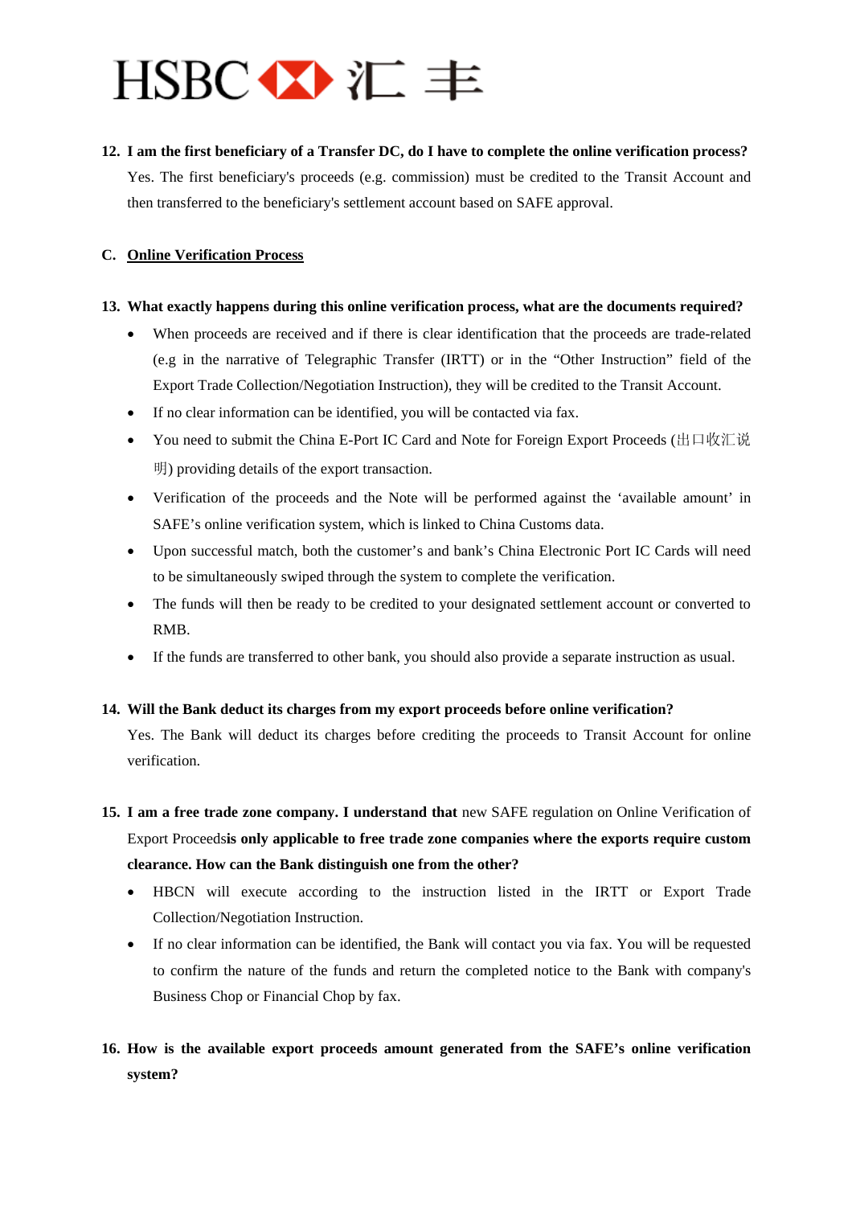**12. I am the first beneficiary of a Transfer DC, do I have to complete the online verification process?**

Yes. The first beneficiary's proceeds (e.g. commission) must be credited to the Transit Account and then transferred to the beneficiary's settlement account based on SAFE approval.

## C. Online Verification Process

**13. What exactly happens during this online verification process, what are the documents required?**

- When proceeds are received and if there is clear identification that the proceeds are trade-related (e.g in the narrative of Telegraphic Transfer (IRTT) or in the "Other Instruction" field of the Export Trade Collection/Negotiation Instruction), they will be credited to the Transit Account.
- If no clear information can be identified, you will be contacted via fax.
- You need to submit the China E-Port IC Card and Note for Foreign Export Proceeds (出口收汇说明) providing details of the export transaction.
- Verification of the proceeds and the Note will be performed against the 'available amount' in SAFE's online verification system, which is linked to China Customs data.
- Upon successful match, both the customer's and bank's China Electronic Port IC Cards will need to be simultaneously swiped through the system to complete the verification.
- The funds will then be ready to be credited to your designated settlement account or converted to RMB.
- If the funds are transferred to other bank, you should also provide a separate instruction as usual.

**14. Will the Bank deduct its charges from my export proceeds before online verification?**

Yes. The Bank will deduct its charges before crediting the proceeds to Transit Account for online verification.

**15. I am a free trade zone company. I understand that** new SAFE regulation on Online Verification of Export Proceeds**is only applicable to free trade zone companies where the exports require custom clearance. How can the Bank distinguish one from the other?**

- HBCN will execute according to the instruction listed in the IRTT or Export Trade Collection/Negotiation Instruction.
- If no clear information can be identified, the Bank will contact you via fax. You will be requested to confirm the nature of the funds and return the completed notice to the Bank with company's Business Chop or Financial Chop by fax.

**16. How is the available export proceeds amount generated from the SAFE's online verification system?**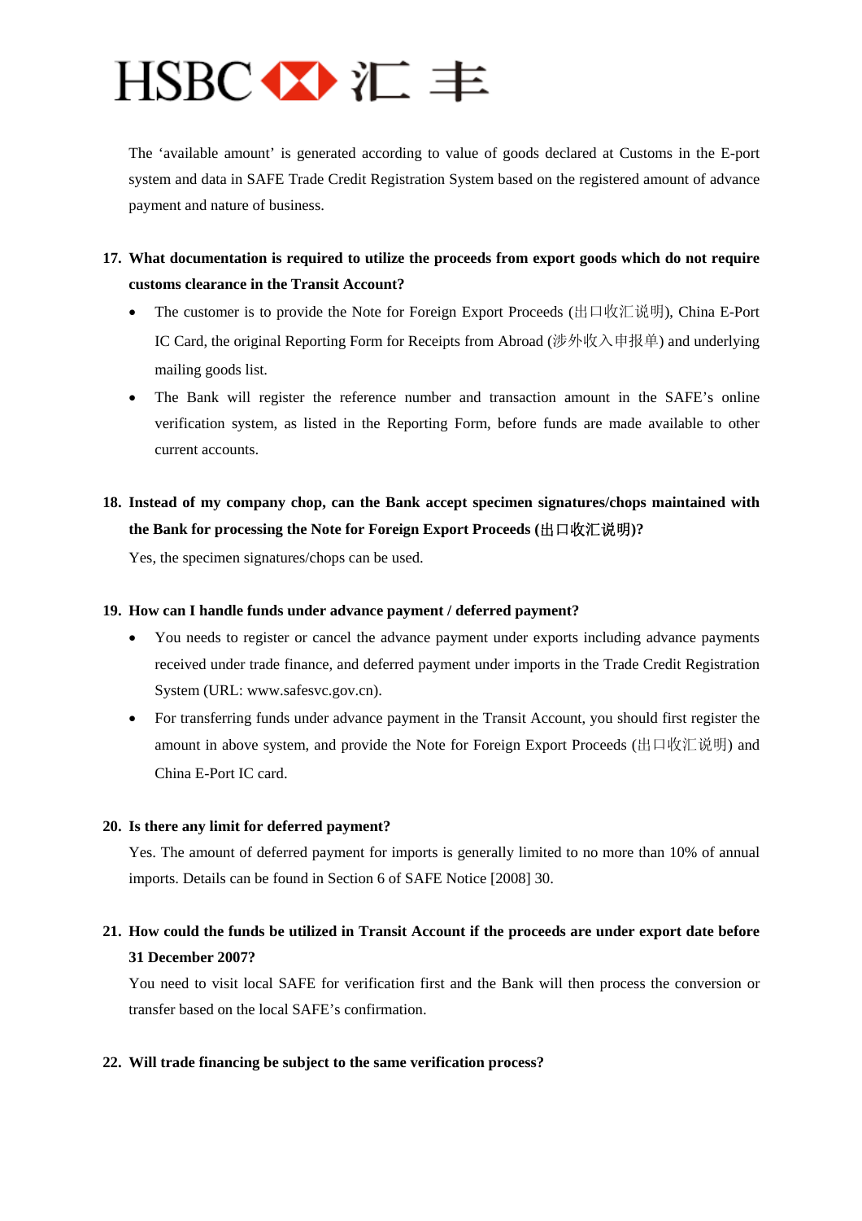The 'available amount' is generated according to value of goods declared at Customs in the E-port system and data in SAFE Trade Credit Registration System based on the registered amount of advance payment and nature of business.

**17. What documentation is required to utilize the proceeds from export goods which do not require customs clearance in the Transit Account?**

- The customer is to provide the Note for Foreign Export Proceeds (出口收汇说明), China E-Port IC Card, the original Reporting Form for Receipts from Abroad (涉外收入申报单) and underlying mailing goods list.
- The Bank will register the reference number and transaction amount in the SAFE's online verification system, as listed in the Reporting Form, before funds are made available to other current accounts.

**18. Instead of my company chop, can the Bank accept specimen signatures/chops maintained with the Bank for processing the Note for Foreign Export Proceeds (出口收汇说明)?**

Yes, the specimen signatures/chops can be used.

**19. How can I handle funds under advance payment / deferred payment?**

- You needs to register or cancel the advance payment under exports including advance payments received under trade finance, and deferred payment under imports in the Trade Credit Registration System (URL: www.safesvc.gov.cn).
- For transferring funds under advance payment in the Transit Account, you should first register the amount in above system, and provide the Note for Foreign Export Proceeds (出口收汇说明) and China E-Port IC card.

**20. Is there any limit for deferred payment?**

Yes. The amount of deferred payment for imports is generally limited to no more than 10% of annual imports. Details can be found in Section 6 of SAFE Notice [2008] 30.

**21. How could the funds be utilized in Transit Account if the proceeds are under export date before 31 December 2007?**

You need to visit local SAFE for verification first and the Bank will then process the conversion or transfer based on the local SAFE's confirmation.

**22. Will trade financing be subject to the same verification process?**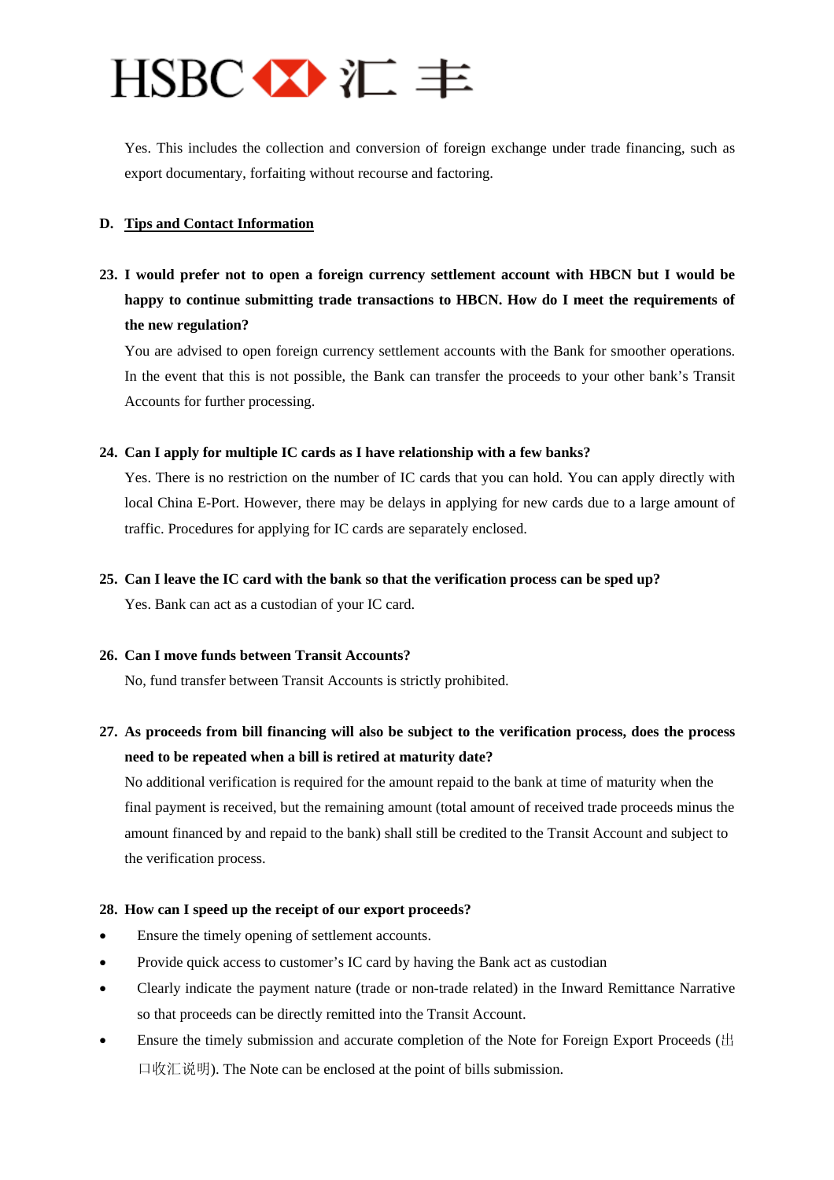Yes. This includes the collection and conversion of foreign exchange under trade financing, such as export documentary, forfaiting without recourse and factoring.

## D. Tips and Contact Information

**23. I would prefer not to open a foreign currency settlement account with HBCN but I would be happy to continue submitting trade transactions to HBCN. How do I meet the requirements of the new regulation?**

You are advised to open foreign currency settlement accounts with the Bank for smoother operations. In the event that this is not possible, the Bank can transfer the proceeds to your other bank's Transit Accounts for further processing.

**24. Can I apply for multiple IC cards as I have relationship with a few banks?**

Yes. There is no restriction on the number of IC cards that you can hold. You can apply directly with local China E-Port. However, there may be delays in applying for new cards due to a large amount of traffic. Procedures for applying for IC cards are separately enclosed.

**25. Can I leave the IC card with the bank so that the verification process can be sped up?**

Yes. Bank can act as a custodian of your IC card.

**26. Can I move funds between Transit Accounts?**

No, fund transfer between Transit Accounts is strictly prohibited.

**27. As proceeds from bill financing will also be subject to the verification process, does the process need to be repeated when a bill is retired at maturity date?**

No additional verification is required for the amount repaid to the bank at time of maturity when the final payment is received, but the remaining amount (total amount of received trade proceeds minus the amount financed by and repaid to the bank) shall still be credited to the Transit Account and subject to the verification process.

**28. How can I speed up the receipt of our export proceeds?**

- Ensure the timely opening of settlement accounts.
- Provide quick access to customer's IC card by having the Bank act as custodian
- Clearly indicate the payment nature (trade or non-trade related) in the Inward Remittance Narrative so that proceeds can be directly remitted into the Transit Account.
- Ensure the timely submission and accurate completion of the Note for Foreign Export Proceeds (出口收汇说明). The Note can be enclosed at the point of bills submission.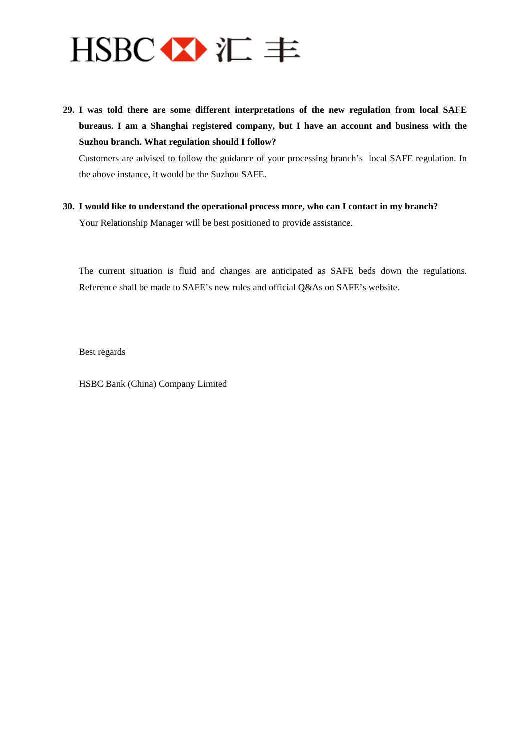29. **I was told there are some different interpretations of the new regulation from local SAFE bureaus. I am a Shanghai registered company, but I have an account and business with the Suzhou branch. What regulation should I follow?**

    Customers are advised to follow the guidance of your processing branch's local SAFE regulation. In the above instance, it would be the Suzhou SAFE.

30. **I would like to understand the operational process more, who can I contact in my branch?**

    Your Relationship Manager will be best positioned to provide assistance.

The current situation is fluid and changes are anticipated as SAFE beds down the regulations. Reference shall be made to SAFE's new rules and official Q&As on SAFE's website.

Best regards

HSBC Bank (China) Company Limited